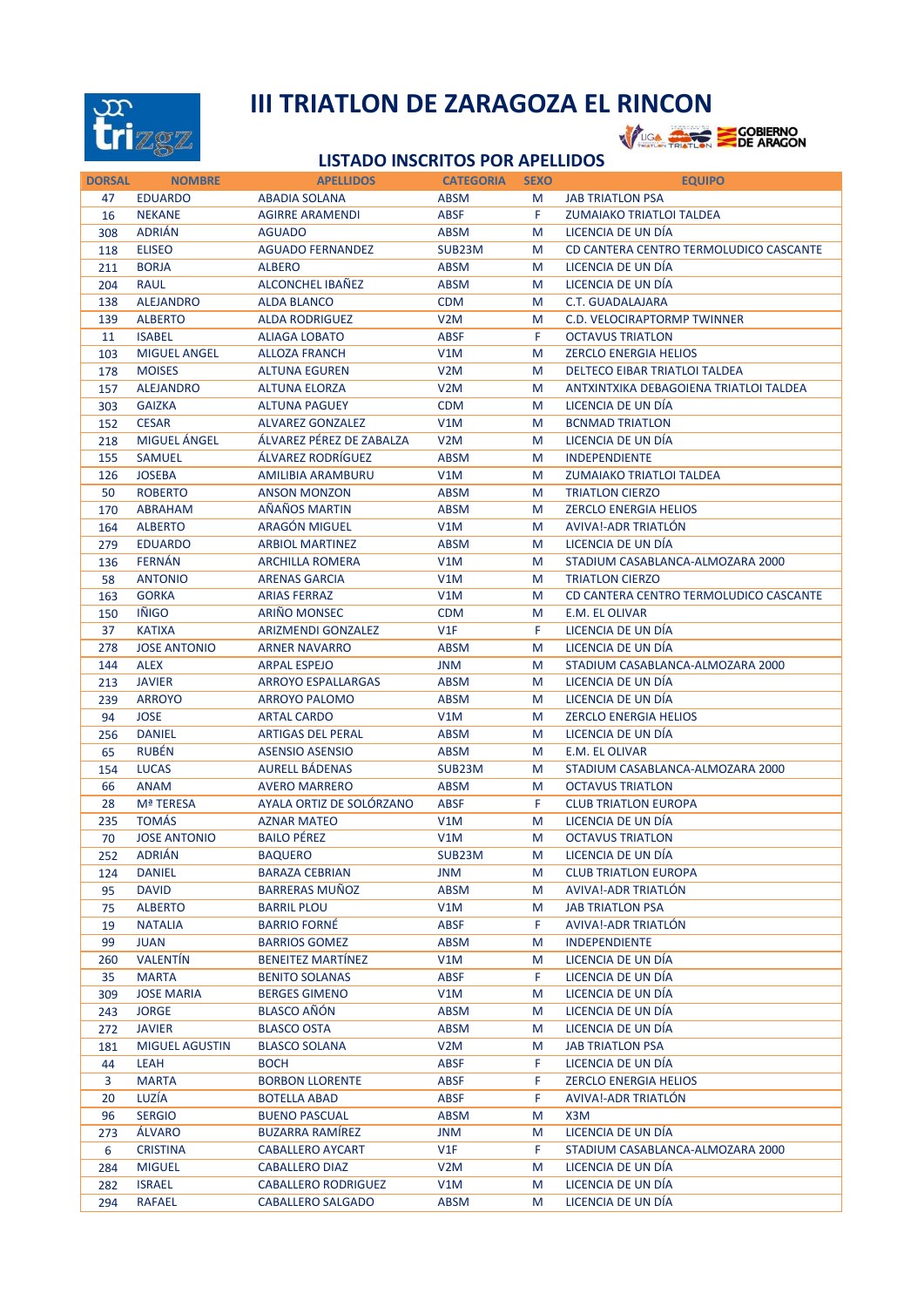# III TRIATLON DE ZARAGOZA EL RINCON

## LISTADO INSCRITOS POR APELLIDOS

| DORSAL | NOMBRE | APELLIDOS | CATEGORIA | SEXO | EQUIPO |
|---|---|---|---|---|---|
| 47 | EDUARDO | ABADIA SOLANA | ABSM | M | JAB TRIATLON PSA |
| 16 | NEKANE | AGIRRE ARAMENDI | ABSF | F | ZUMAIAKO TRIATLOI TALDEA |
| 308 | ADRIÁN | AGUADO | ABSM | M | LICENCIA DE UN DÍA |
| 118 | ELISEO | AGUADO FERNANDEZ | SUB23M | M | CD CANTERA CENTRO TERMOLUDICO CASCANTE |
| 211 | BORJA | ALBERO | ABSM | M | LICENCIA DE UN DÍA |
| 204 | RAUL | ALCONCHEL IBAÑEZ | ABSM | M | LICENCIA DE UN DÍA |
| 138 | ALEJANDRO | ALDA BLANCO | CDM | M | C.T. GUADALAJARA |
| 139 | ALBERTO | ALDA RODRIGUEZ | V2M | M | C.D. VELOCIRAPTORMP TWINNER |
| 11 | ISABEL | ALIAGA LOBATO | ABSF | F | OCTAVUS TRIATLON |
| 103 | MIGUEL ANGEL | ALLOZA FRANCH | V1M | M | ZERCLO ENERGIA HELIOS |
| 178 | MOISES | ALTUNA EGUREN | V2M | M | DELTECO EIBAR TRIATLOI TALDEA |
| 157 | ALEJANDRO | ALTUNA ELORZA | V2M | M | ANTXINTXIKA DEBAGOIENA TRIATLOI TALDEA |
| 303 | GAIZKA | ALTUNA PAGUEY | CDM | M | LICENCIA DE UN DÍA |
| 152 | CESAR | ALVAREZ GONZALEZ | V1M | M | BCNMAD TRIATLON |
| 218 | MIGUEL ÁNGEL | ÁLVAREZ PÉREZ DE ZABALZA | V2M | M | LICENCIA DE UN DÍA |
| 155 | SAMUEL | ÁLVAREZ RODRÍGUEZ | ABSM | M | INDEPENDIENTE |
| 126 | JOSEBA | AMILIBIA ARAMBURU | V1M | M | ZUMAIAKO TRIATLOI TALDEA |
| 50 | ROBERTO | ANSON MONZON | ABSM | M | TRIATLON CIERZO |
| 170 | ABRAHAM | AÑAÑOS MARTIN | ABSM | M | ZERCLO ENERGIA HELIOS |
| 164 | ALBERTO | ARAGÓN MIGUEL | V1M | M | AVIVA!-ADR TRIATLÓN |
| 279 | EDUARDO | ARBIOL MARTINEZ | ABSM | M | LICENCIA DE UN DÍA |
| 136 | FERNÁN | ARCHILLA ROMERA | V1M | M | STADIUM CASABLANCA-ALMOZARA 2000 |
| 58 | ANTONIO | ARENAS GARCIA | V1M | M | TRIATLON CIERZO |
| 163 | GORKA | ARIAS FERRAZ | V1M | M | CD CANTERA CENTRO TERMOLUDICO CASCANTE |
| 150 | IÑIGO | ARIÑO MONSEC | CDM | M | E.M. EL OLIVAR |
| 37 | KATIXA | ARIZMENDI GONZALEZ | V1F | F | LICENCIA DE UN DÍA |
| 278 | JOSE ANTONIO | ARNER NAVARRO | ABSM | M | LICENCIA DE UN DÍA |
| 144 | ALEX | ARPAL ESPEJO | JNM | M | STADIUM CASABLANCA-ALMOZARA 2000 |
| 213 | JAVIER | ARROYO ESPALLARGAS | ABSM | M | LICENCIA DE UN DÍA |
| 239 | ARROYO | ARROYO PALOMO | ABSM | M | LICENCIA DE UN DÍA |
| 94 | JOSE | ARTAL CARDO | V1M | M | ZERCLO ENERGIA HELIOS |
| 256 | DANIEL | ARTIGAS DEL PERAL | ABSM | M | LICENCIA DE UN DÍA |
| 65 | RUBÉN | ASENSIO ASENSIO | ABSM | M | E.M. EL OLIVAR |
| 154 | LUCAS | AURELL BÁDENAS | SUB23M | M | STADIUM CASABLANCA-ALMOZARA 2000 |
| 66 | ANAM | AVERO MARRERO | ABSM | M | OCTAVUS TRIATLON |
| 28 | Mª TERESA | AYALA ORTIZ DE SOLÓRZANO | ABSF | F | CLUB TRIATLON EUROPA |
| 235 | TOMÁS | AZNAR MATEO | V1M | M | LICENCIA DE UN DÍA |
| 70 | JOSE ANTONIO | BAILO PÉREZ | V1M | M | OCTAVUS TRIATLON |
| 252 | ADRIÁN | BAQUERO | SUB23M | M | LICENCIA DE UN DÍA |
| 124 | DANIEL | BARAZA CEBRIAN | JNM | M | CLUB TRIATLON EUROPA |
| 95 | DAVID | BARRERAS MUÑOZ | ABSM | M | AVIVA!-ADR TRIATLÓN |
| 75 | ALBERTO | BARRIL PLOU | V1M | M | JAB TRIATLON PSA |
| 19 | NATALIA | BARRIO FORNÉ | ABSF | F | AVIVA!-ADR TRIATLÓN |
| 99 | JUAN | BARRIOS GOMEZ | ABSM | M | INDEPENDIENTE |
| 260 | VALENTÍN | BENEITEZ MARTÍNEZ | V1M | M | LICENCIA DE UN DÍA |
| 35 | MARTA | BENITO SOLANAS | ABSF | F | LICENCIA DE UN DÍA |
| 309 | JOSE MARIA | BERGES GIMENO | V1M | M | LICENCIA DE UN DÍA |
| 243 | JORGE | BLASCO AÑÓN | ABSM | M | LICENCIA DE UN DÍA |
| 272 | JAVIER | BLASCO OSTA | ABSM | M | LICENCIA DE UN DÍA |
| 181 | MIGUEL AGUSTIN | BLASCO SOLANA | V2M | M | JAB TRIATLON PSA |
| 44 | LEAH | BOCH | ABSF | F | LICENCIA DE UN DÍA |
| 3 | MARTA | BORBON LLORENTE | ABSF | F | ZERCLO ENERGIA HELIOS |
| 20 | LUZÍA | BOTELLA ABAD | ABSF | F | AVIVA!-ADR TRIATLÓN |
| 96 | SERGIO | BUENO PASCUAL | ABSM | M | X3M |
| 273 | ÁLVARO | BUZARRA RAMÍREZ | JNM | M | LICENCIA DE UN DÍA |
| 6 | CRISTINA | CABALLERO AYCART | V1F | F | STADIUM CASABLANCA-ALMOZARA 2000 |
| 284 | MIGUEL | CABALLERO DIAZ | V2M | M | LICENCIA DE UN DÍA |
| 282 | ISRAEL | CABALLERO RODRIGUEZ | V1M | M | LICENCIA DE UN DÍA |
| 294 | RAFAEL | CABALLERO SALGADO | ABSM | M | LICENCIA DE UN DÍA |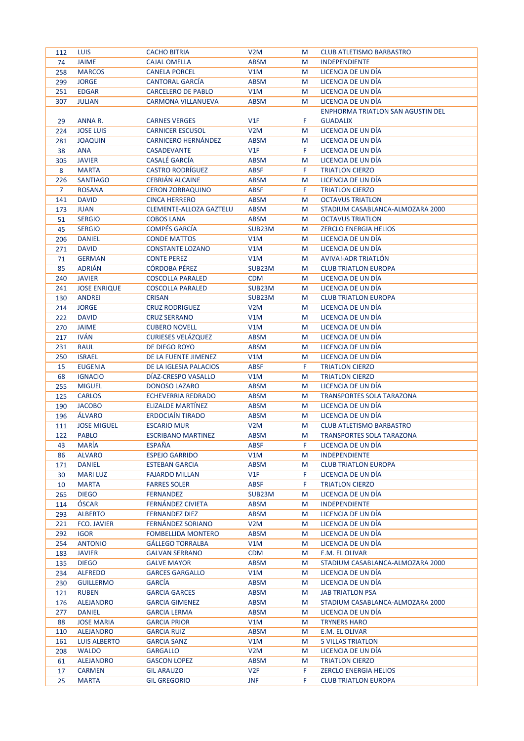| | | | | | |
|---|---|---|---|---|---|
| 112 | LUIS | CACHO BITRIA | V2M | M | CLUB ATLETISMO BARBASTRO |
| 74 | JAIME | CAJAL OMELLA | ABSM | M | INDEPENDIENTE |
| 258 | MARCOS | CANELA PORCEL | V1M | M | LICENCIA DE UN DÍA |
| 299 | JORGE | CANTORAL GARCÍA | ABSM | M | LICENCIA DE UN DÍA |
| 251 | EDGAR | CARCELERO DE PABLO | V1M | M | LICENCIA DE UN DÍA |
| 307 | JULIAN | CARMONA VILLANUEVA | ABSM | M | LICENCIA DE UN DÍA |
| 29 | ANNA R. | CARNES VERGES | V1F | F | ENPHORMA TRIATLON SAN AGUSTIN DEL GUADALIX |
| 224 | JOSE LUIS | CARNICER ESCUSOL | V2M | M | LICENCIA DE UN DÍA |
| 281 | JOAQUIN | CARNICERO HERNÁNDEZ | ABSM | M | LICENCIA DE UN DÍA |
| 38 | ANA | CASADEVANTE | V1F | F | LICENCIA DE UN DÍA |
| 305 | JAVIER | CASALÉ GARCÍA | ABSM | M | LICENCIA DE UN DÍA |
| 8 | MARTA | CASTRO RODRÍGUEZ | ABSF | F | TRIATLON CIERZO |
| 226 | SANTIAGO | CEBRIÁN ALCAINE | ABSM | M | LICENCIA DE UN DÍA |
| 7 | ROSANA | CERON ZORRAQUINO | ABSF | F | TRIATLON CIERZO |
| 141 | DAVID | CINCA HERRERO | ABSM | M | OCTAVUS TRIATLON |
| 173 | JUAN | CLEMENTE-ALLOZA GAZTELU | ABSM | M | STADIUM CASABLANCA-ALMOZARA 2000 |
| 51 | SERGIO | COBOS LANA | ABSM | M | OCTAVUS TRIATLON |
| 45 | SERGIO | COMPÉS GARCÍA | SUB23M | M | ZERCLO ENERGIA HELIOS |
| 206 | DANIEL | CONDE MATTOS | V1M | M | LICENCIA DE UN DÍA |
| 271 | DAVID | CONSTANTE LOZANO | V1M | M | LICENCIA DE UN DÍA |
| 71 | GERMAN | CONTE PEREZ | V1M | M | AVIVA!-ADR TRIATLÓN |
| 85 | ADRIÁN | CÓRDOBA PÉREZ | SUB23M | M | CLUB TRIATLON EUROPA |
| 240 | JAVIER | COSCOLLA PARALED | CDM | M | LICENCIA DE UN DÍA |
| 241 | JOSE ENRIQUE | COSCOLLA PARALED | SUB23M | M | LICENCIA DE UN DÍA |
| 130 | ANDREI | CRISAN | SUB23M | M | CLUB TRIATLON EUROPA |
| 214 | JORGE | CRUZ RODRIGUEZ | V2M | M | LICENCIA DE UN DÍA |
| 222 | DAVID | CRUZ SERRANO | V1M | M | LICENCIA DE UN DÍA |
| 270 | JAIME | CUBERO NOVELL | V1M | M | LICENCIA DE UN DÍA |
| 217 | IVÁN | CURIESES VELÁZQUEZ | ABSM | M | LICENCIA DE UN DÍA |
| 231 | RAUL | DE DIEGO ROYO | ABSM | M | LICENCIA DE UN DÍA |
| 250 | ISRAEL | DE LA FUENTE JIMENEZ | V1M | M | LICENCIA DE UN DÍA |
| 15 | EUGENIA | DE LA IGLESIA PALACIOS | ABSF | F | TRIATLON CIERZO |
| 68 | IGNACIO | DÍAZ-CRESPO VASALLO | V1M | M | TRIATLON CIERZO |
| 255 | MIGUEL | DONOSO LAZARO | ABSM | M | LICENCIA DE UN DÍA |
| 125 | CARLOS | ECHEVERRIA REDRADO | ABSM | M | TRANSPORTES SOLA TARAZONA |
| 190 | JACOBO | ELIZALDE MARTÍNEZ | ABSM | M | LICENCIA DE UN DÍA |
| 196 | ÁLVARO | ERDOCIAÍN TIRADO | ABSM | M | LICENCIA DE UN DÍA |
| 111 | JOSE MIGUEL | ESCARIO MUR | V2M | M | CLUB ATLETISMO BARBASTRO |
| 122 | PABLO | ESCRIBANO MARTINEZ | ABSM | M | TRANSPORTES SOLA TARAZONA |
| 43 | MARÍA | ESPAÑA | ABSF | F | LICENCIA DE UN DÍA |
| 86 | ALVARO | ESPEJO GARRIDO | V1M | M | INDEPENDIENTE |
| 171 | DANIEL | ESTEBAN GARCIA | ABSM | M | CLUB TRIATLON EUROPA |
| 30 | MARI LUZ | FAJARDO MILLAN | V1F | F | LICENCIA DE UN DÍA |
| 10 | MARTA | FARRES SOLER | ABSF | F | TRIATLON CIERZO |
| 265 | DIEGO | FERNANDEZ | SUB23M | M | LICENCIA DE UN DÍA |
| 114 | ÓSCAR | FERNÁNDEZ CIVIETA | ABSM | M | INDEPENDIENTE |
| 293 | ALBERTO | FERNANDEZ DIEZ | ABSM | M | LICENCIA DE UN DÍA |
| 221 | FCO. JAVIER | FERNÁNDEZ SORIANO | V2M | M | LICENCIA DE UN DÍA |
| 292 | IGOR | FOMBELLIDA MONTERO | ABSM | M | LICENCIA DE UN DÍA |
| 254 | ANTONIO | GÁLLEGO TORRALBA | V1M | M | LICENCIA DE UN DÍA |
| 183 | JAVIER | GALVAN SERRANO | CDM | M | E.M. EL OLIVAR |
| 135 | DIEGO | GALVE MAYOR | ABSM | M | STADIUM CASABLANCA-ALMOZARA 2000 |
| 234 | ALFREDO | GARCES GARGALLO | V1M | M | LICENCIA DE UN DÍA |
| 230 | GUILLERMO | GARCÍA | ABSM | M | LICENCIA DE UN DÍA |
| 121 | RUBEN | GARCIA GARCES | ABSM | M | JAB TRIATLON PSA |
| 176 | ALEJANDRO | GARCIA GIMENEZ | ABSM | M | STADIUM CASABLANCA-ALMOZARA 2000 |
| 277 | DANIEL | GARCIA LERMA | ABSM | M | LICENCIA DE UN DÍA |
| 88 | JOSE MARIA | GARCIA PRIOR | V1M | M | TRYNERS HARO |
| 110 | ALEJANDRO | GARCIA RUIZ | ABSM | M | E.M. EL OLIVAR |
| 161 | LUIS ALBERTO | GARCIA SANZ | V1M | M | 5 VILLAS TRIATLON |
| 208 | WALDO | GARGALLO | V2M | M | LICENCIA DE UN DÍA |
| 61 | ALEJANDRO | GASCON LOPEZ | ABSM | M | TRIATLON CIERZO |
| 17 | CARMEN | GIL ARAUZO | V2F | F | ZERCLO ENERGIA HELIOS |
| 25 | MARTA | GIL GREGORIO | JNF | F | CLUB TRIATLON EUROPA |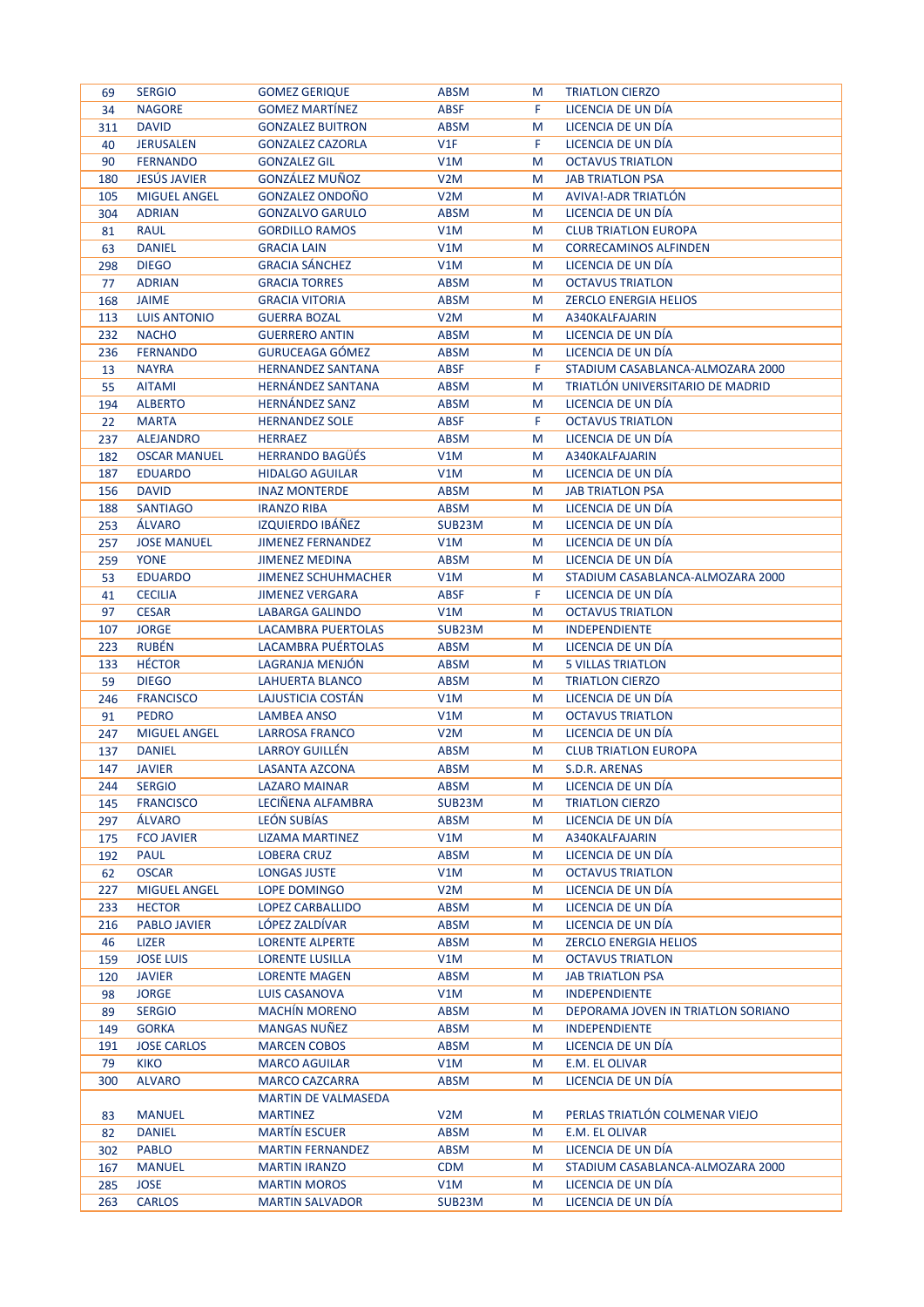| | | | | | |
|---|---|---|---|---|---|
| 69 | SERGIO | GOMEZ GERIQUE | ABSM | M | TRIATLON CIERZO |
| 34 | NAGORE | GOMEZ MARTÍNEZ | ABSF | F | LICENCIA DE UN DÍA |
| 311 | DAVID | GONZALEZ BUITRON | ABSM | M | LICENCIA DE UN DÍA |
| 40 | JERUSALEN | GONZALEZ CAZORLA | V1F | F | LICENCIA DE UN DÍA |
| 90 | FERNANDO | GONZALEZ GIL | V1M | M | OCTAVUS TRIATLON |
| 180 | JESÚS JAVIER | GONZÁLEZ MUÑOZ | V2M | M | JAB TRIATLON PSA |
| 105 | MIGUEL ANGEL | GONZALEZ ONDOÑO | V2M | M | AVIVA!-ADR TRIATLÓN |
| 304 | ADRIAN | GONZALVO GARULO | ABSM | M | LICENCIA DE UN DÍA |
| 81 | RAUL | GORDILLO RAMOS | V1M | M | CLUB TRIATLON EUROPA |
| 63 | DANIEL | GRACIA LAIN | V1M | M | CORRECAMINOS ALFINDEN |
| 298 | DIEGO | GRACIA SÁNCHEZ | V1M | M | LICENCIA DE UN DÍA |
| 77 | ADRIAN | GRACIA TORRES | ABSM | M | OCTAVUS TRIATLON |
| 168 | JAIME | GRACIA VITORIA | ABSM | M | ZERCLO ENERGIA HELIOS |
| 113 | LUIS ANTONIO | GUERRA BOZAL | V2M | M | A340KALFAJARIN |
| 232 | NACHO | GUERRERO ANTIN | ABSM | M | LICENCIA DE UN DÍA |
| 236 | FERNANDO | GURUCEAGA GÓMEZ | ABSM | M | LICENCIA DE UN DÍA |
| 13 | NAYRA | HERNANDEZ SANTANA | ABSF | F | STADIUM CASABLANCA-ALMOZARA 2000 |
| 55 | AITAMI | HERNÁNDEZ SANTANA | ABSM | M | TRIATLÓN UNIVERSITARIO DE MADRID |
| 194 | ALBERTO | HERNÁNDEZ SANZ | ABSM | M | LICENCIA DE UN DÍA |
| 22 | MARTA | HERNANDEZ SOLE | ABSF | F | OCTAVUS TRIATLON |
| 237 | ALEJANDRO | HERRAEZ | ABSM | M | LICENCIA DE UN DÍA |
| 182 | OSCAR MANUEL | HERRANDO BAGÜÉS | V1M | M | A340KALFAJARIN |
| 187 | EDUARDO | HIDALGO AGUILAR | V1M | M | LICENCIA DE UN DÍA |
| 156 | DAVID | INAZ MONTERDE | ABSM | M | JAB TRIATLON PSA |
| 188 | SANTIAGO | IRANZO RIBA | ABSM | M | LICENCIA DE UN DÍA |
| 253 | ÁLVARO | IZQUIERDO IBÁÑEZ | SUB23M | M | LICENCIA DE UN DÍA |
| 257 | JOSE MANUEL | JIMENEZ FERNANDEZ | V1M | M | LICENCIA DE UN DÍA |
| 259 | YONE | JIMENEZ MEDINA | ABSM | M | LICENCIA DE UN DÍA |
| 53 | EDUARDO | JIMENEZ SCHUHMACHER | V1M | M | STADIUM CASABLANCA-ALMOZARA 2000 |
| 41 | CECILIA | JIMENEZ VERGARA | ABSF | F | LICENCIA DE UN DÍA |
| 97 | CESAR | LABARGA GALINDO | V1M | M | OCTAVUS TRIATLON |
| 107 | JORGE | LACAMBRA PUERTOLAS | SUB23M | M | INDEPENDIENTE |
| 223 | RUBÉN | LACAMBRA PUÉRTOLAS | ABSM | M | LICENCIA DE UN DÍA |
| 133 | HÉCTOR | LAGRANJA MENJÓN | ABSM | M | 5 VILLAS TRIATLON |
| 59 | DIEGO | LAHUERTA BLANCO | ABSM | M | TRIATLON CIERZO |
| 246 | FRANCISCO | LAJUSTICIA COSTÁN | V1M | M | LICENCIA DE UN DÍA |
| 91 | PEDRO | LAMBEA ANSO | V1M | M | OCTAVUS TRIATLON |
| 247 | MIGUEL ANGEL | LARROSA FRANCO | V2M | M | LICENCIA DE UN DÍA |
| 137 | DANIEL | LARROY GUILLÉN | ABSM | M | CLUB TRIATLON EUROPA |
| 147 | JAVIER | LASANTA AZCONA | ABSM | M | S.D.R. ARENAS |
| 244 | SERGIO | LAZARO MAINAR | ABSM | M | LICENCIA DE UN DÍA |
| 145 | FRANCISCO | LECIÑENA ALFAMBRA | SUB23M | M | TRIATLON CIERZO |
| 297 | ÁLVARO | LEÓN SUBÍAS | ABSM | M | LICENCIA DE UN DÍA |
| 175 | FCO JAVIER | LIZAMA MARTINEZ | V1M | M | A340KALFAJARIN |
| 192 | PAUL | LOBERA CRUZ | ABSM | M | LICENCIA DE UN DÍA |
| 62 | OSCAR | LONGAS JUSTE | V1M | M | OCTAVUS TRIATLON |
| 227 | MIGUEL ANGEL | LOPE DOMINGO | V2M | M | LICENCIA DE UN DÍA |
| 233 | HECTOR | LOPEZ CARBALLIDO | ABSM | M | LICENCIA DE UN DÍA |
| 216 | PABLO JAVIER | LÓPEZ ZALDÍVAR | ABSM | M | LICENCIA DE UN DÍA |
| 46 | LIZER | LORENTE ALPERTE | ABSM | M | ZERCLO ENERGIA HELIOS |
| 159 | JOSE LUIS | LORENTE LUSILLA | V1M | M | OCTAVUS TRIATLON |
| 120 | JAVIER | LORENTE MAGEN | ABSM | M | JAB TRIATLON PSA |
| 98 | JORGE | LUIS CASANOVA | V1M | M | INDEPENDIENTE |
| 89 | SERGIO | MACHÍN MORENO | ABSM | M | DEPORAMA JOVEN IN TRIATLON SORIANO |
| 149 | GORKA | MANGAS NUÑEZ | ABSM | M | INDEPENDIENTE |
| 191 | JOSE CARLOS | MARCEN COBOS | ABSM | M | LICENCIA DE UN DÍA |
| 79 | KIKO | MARCO AGUILAR | V1M | M | E.M. EL OLIVAR |
| 300 | ALVARO | MARCO CAZCARRA | ABSM | M | LICENCIA DE UN DÍA |
| 83 | MANUEL | MARTIN DE VALMASEDA MARTINEZ | V2M | M | PERLAS TRIATLÓN COLMENAR VIEJO |
| 82 | DANIEL | MARTÍN ESCUER | ABSM | M | E.M. EL OLIVAR |
| 302 | PABLO | MARTIN FERNANDEZ | ABSM | M | LICENCIA DE UN DÍA |
| 167 | MANUEL | MARTIN IRANZO | CDM | M | STADIUM CASABLANCA-ALMOZARA 2000 |
| 285 | JOSE | MARTIN MOROS | V1M | M | LICENCIA DE UN DÍA |
| 263 | CARLOS | MARTIN SALVADOR | SUB23M | M | LICENCIA DE UN DÍA |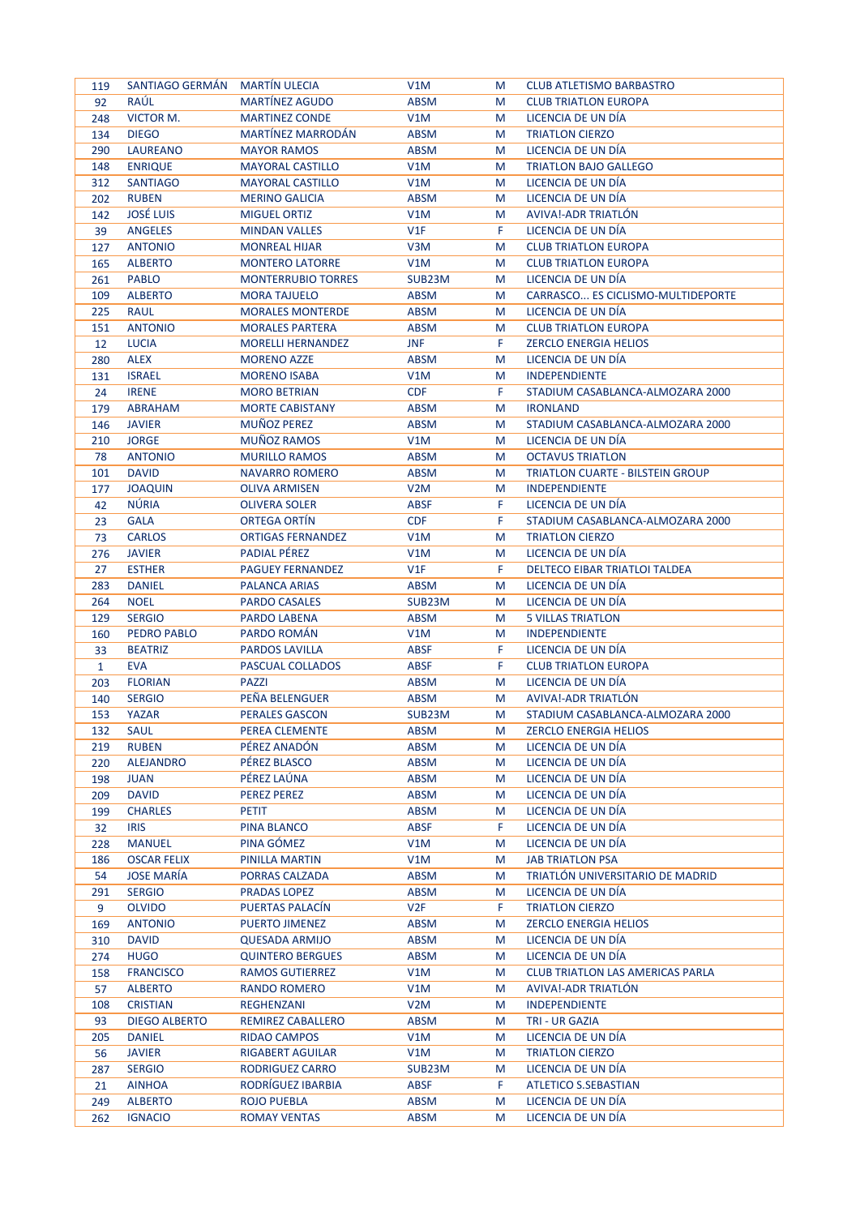| | | | | | |
|---|---|---|---|---|---|
| 119 | SANTIAGO GERMÁN | MARTÍN ULECIA | V1M | M | CLUB ATLETISMO BARBASTRO |
| 92 | RAÚL | MARTÍNEZ AGUDO | ABSM | M | CLUB TRIATLON EUROPA |
| 248 | VICTOR M. | MARTINEZ CONDE | V1M | M | LICENCIA DE UN DÍA |
| 134 | DIEGO | MARTÍNEZ MARRODÁN | ABSM | M | TRIATLON CIERZO |
| 290 | LAUREANO | MAYOR RAMOS | ABSM | M | LICENCIA DE UN DÍA |
| 148 | ENRIQUE | MAYORAL CASTILLO | V1M | M | TRIATLON BAJO GALLEGO |
| 312 | SANTIAGO | MAYORAL CASTILLO | V1M | M | LICENCIA DE UN DÍA |
| 202 | RUBEN | MERINO GALICIA | ABSM | M | LICENCIA DE UN DÍA |
| 142 | JOSÉ LUIS | MIGUEL ORTIZ | V1M | M | AVIVA!-ADR TRIATLÓN |
| 39 | ANGELES | MINDAN VALLES | V1F | F | LICENCIA DE UN DÍA |
| 127 | ANTONIO | MONREAL HIJAR | V3M | M | CLUB TRIATLON EUROPA |
| 165 | ALBERTO | MONTERO LATORRE | V1M | M | CLUB TRIATLON EUROPA |
| 261 | PABLO | MONTERRUBIO TORRES | SUB23M | M | LICENCIA DE UN DÍA |
| 109 | ALBERTO | MORA TAJUELO | ABSM | M | CARRASCO... ES CICLISMO-MULTIDEPORTE |
| 225 | RAUL | MORALES MONTERDE | ABSM | M | LICENCIA DE UN DÍA |
| 151 | ANTONIO | MORALES PARTERA | ABSM | M | CLUB TRIATLON EUROPA |
| 12 | LUCIA | MORELLI HERNANDEZ | JNF | F | ZERCLO ENERGIA HELIOS |
| 280 | ALEX | MORENO AZZE | ABSM | M | LICENCIA DE UN DÍA |
| 131 | ISRAEL | MORENO ISABA | V1M | M | INDEPENDIENTE |
| 24 | IRENE | MORO BETRIAN | CDF | F | STADIUM CASABLANCA-ALMOZARA 2000 |
| 179 | ABRAHAM | MORTE CABISTANY | ABSM | M | IRONLAND |
| 146 | JAVIER | MUÑOZ PEREZ | ABSM | M | STADIUM CASABLANCA-ALMOZARA 2000 |
| 210 | JORGE | MUÑOZ RAMOS | V1M | M | LICENCIA DE UN DÍA |
| 78 | ANTONIO | MURILLO RAMOS | ABSM | M | OCTAVUS TRIATLON |
| 101 | DAVID | NAVARRO ROMERO | ABSM | M | TRIATLON CUARTE - BILSTEIN GROUP |
| 177 | JOAQUIN | OLIVA ARMISEN | V2M | M | INDEPENDIENTE |
| 42 | NÚRIA | OLIVERA SOLER | ABSF | F | LICENCIA DE UN DÍA |
| 23 | GALA | ORTEGA ORTÍN | CDF | F | STADIUM CASABLANCA-ALMOZARA 2000 |
| 73 | CARLOS | ORTIGAS FERNANDEZ | V1M | M | TRIATLON CIERZO |
| 276 | JAVIER | PADIAL PÉREZ | V1M | M | LICENCIA DE UN DÍA |
| 27 | ESTHER | PAGUEY FERNANDEZ | V1F | F | DELTECO EIBAR TRIATLOI TALDEA |
| 283 | DANIEL | PALANCA ARIAS | ABSM | M | LICENCIA DE UN DÍA |
| 264 | NOEL | PARDO CASALES | SUB23M | M | LICENCIA DE UN DÍA |
| 129 | SERGIO | PARDO LABENA | ABSM | M | 5 VILLAS TRIATLON |
| 160 | PEDRO PABLO | PARDO ROMÁN | V1M | M | INDEPENDIENTE |
| 33 | BEATRIZ | PARDOS LAVILLA | ABSF | F | LICENCIA DE UN DÍA |
| 1 | EVA | PASCUAL COLLADOS | ABSF | F | CLUB TRIATLON EUROPA |
| 203 | FLORIAN | PAZZI | ABSM | M | LICENCIA DE UN DÍA |
| 140 | SERGIO | PEÑA BELENGUER | ABSM | M | AVIVA!-ADR TRIATLÓN |
| 153 | YAZAR | PERALES GASCON | SUB23M | M | STADIUM CASABLANCA-ALMOZARA 2000 |
| 132 | SAUL | PEREA CLEMENTE | ABSM | M | ZERCLO ENERGIA HELIOS |
| 219 | RUBEN | PÉREZ ANADÓN | ABSM | M | LICENCIA DE UN DÍA |
| 220 | ALEJANDRO | PÉREZ BLASCO | ABSM | M | LICENCIA DE UN DÍA |
| 198 | JUAN | PÉREZ LAÚNA | ABSM | M | LICENCIA DE UN DÍA |
| 209 | DAVID | PEREZ PEREZ | ABSM | M | LICENCIA DE UN DÍA |
| 199 | CHARLES | PETIT | ABSM | M | LICENCIA DE UN DÍA |
| 32 | IRIS | PINA BLANCO | ABSF | F | LICENCIA DE UN DÍA |
| 228 | MANUEL | PINA GÓMEZ | V1M | M | LICENCIA DE UN DÍA |
| 186 | OSCAR FELIX | PINILLA MARTIN | V1M | M | JAB TRIATLON PSA |
| 54 | JOSE MARÍA | PORRAS CALZADA | ABSM | M | TRIATLÓN UNIVERSITARIO DE MADRID |
| 291 | SERGIO | PRADAS LOPEZ | ABSM | M | LICENCIA DE UN DÍA |
| 9 | OLVIDO | PUERTAS PALACÍN | V2F | F | TRIATLON CIERZO |
| 169 | ANTONIO | PUERTO JIMENEZ | ABSM | M | ZERCLO ENERGIA HELIOS |
| 310 | DAVID | QUESADA ARMIJO | ABSM | M | LICENCIA DE UN DÍA |
| 274 | HUGO | QUINTERO BERGUES | ABSM | M | LICENCIA DE UN DÍA |
| 158 | FRANCISCO | RAMOS GUTIERREZ | V1M | M | CLUB TRIATLON LAS AMERICAS PARLA |
| 57 | ALBERTO | RANDO ROMERO | V1M | M | AVIVA!-ADR TRIATLÓN |
| 108 | CRISTIAN | REGHENZANI | V2M | M | INDEPENDIENTE |
| 93 | DIEGO ALBERTO | REMIREZ CABALLERO | ABSM | M | TRI - UR GAZIA |
| 205 | DANIEL | RIDAO CAMPOS | V1M | M | LICENCIA DE UN DÍA |
| 56 | JAVIER | RIGABERT AGUILAR | V1M | M | TRIATLON CIERZO |
| 287 | SERGIO | RODRIGUEZ CARRO | SUB23M | M | LICENCIA DE UN DÍA |
| 21 | AINHOA | RODRÍGUEZ IBARBIA | ABSF | F | ATLETICO S.SEBASTIAN |
| 249 | ALBERTO | ROJO PUEBLA | ABSM | M | LICENCIA DE UN DÍA |
| 262 | IGNACIO | ROMAY VENTAS | ABSM | M | LICENCIA DE UN DÍA |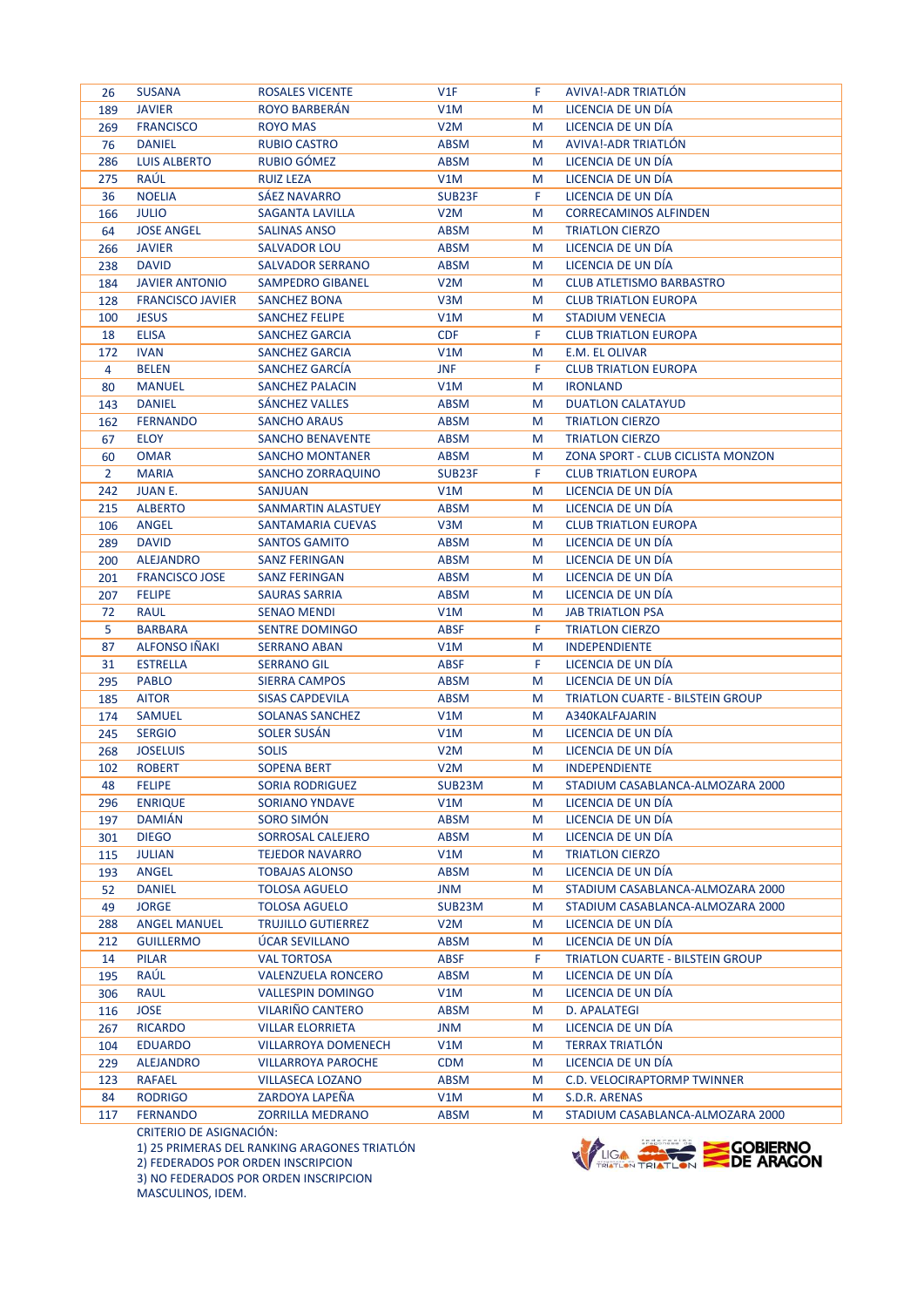| | | | | | |
|---|---|---|---|---|---|
| 26 | SUSANA | ROSALES VICENTE | V1F | F | AVIVA!-ADR TRIATLÓN |
| 189 | JAVIER | ROYO BARBERÁN | V1M | M | LICENCIA DE UN DÍA |
| 269 | FRANCISCO | ROYO MAS | V2M | M | LICENCIA DE UN DÍA |
| 76 | DANIEL | RUBIO CASTRO | ABSM | M | AVIVA!-ADR TRIATLÓN |
| 286 | LUIS ALBERTO | RUBIO GÓMEZ | ABSM | M | LICENCIA DE UN DÍA |
| 275 | RAÚL | RUIZ LEZA | V1M | M | LICENCIA DE UN DÍA |
| 36 | NOELIA | SÁEZ NAVARRO | SUB23F | F | LICENCIA DE UN DÍA |
| 166 | JULIO | SAGANTA LAVILLA | V2M | M | CORRECAMINOS ALFINDEN |
| 64 | JOSE ANGEL | SALINAS ANSO | ABSM | M | TRIATLON CIERZO |
| 266 | JAVIER | SALVADOR LOU | ABSM | M | LICENCIA DE UN DÍA |
| 238 | DAVID | SALVADOR SERRANO | ABSM | M | LICENCIA DE UN DÍA |
| 184 | JAVIER ANTONIO | SAMPEDRO GIBANEL | V2M | M | CLUB ATLETISMO BARBASTRO |
| 128 | FRANCISCO JAVIER | SANCHEZ BONA | V3M | M | CLUB TRIATLON EUROPA |
| 100 | JESUS | SANCHEZ FELIPE | V1M | M | STADIUM VENECIA |
| 18 | ELISA | SANCHEZ GARCIA | CDF | F | CLUB TRIATLON EUROPA |
| 172 | IVAN | SANCHEZ GARCIA | V1M | M | E.M. EL OLIVAR |
| 4 | BELEN | SANCHEZ GARCÍA | JNF | F | CLUB TRIATLON EUROPA |
| 80 | MANUEL | SANCHEZ PALACIN | V1M | M | IRONLAND |
| 143 | DANIEL | SÁNCHEZ VALLES | ABSM | M | DUATLON CALATAYUD |
| 162 | FERNANDO | SANCHO ARAUS | ABSM | M | TRIATLON CIERZO |
| 67 | ELOY | SANCHO BENAVENTE | ABSM | M | TRIATLON CIERZO |
| 60 | OMAR | SANCHO MONTANER | ABSM | M | ZONA SPORT - CLUB CICLISTA MONZON |
| 2 | MARIA | SANCHO ZORRAQUINO | SUB23F | F | CLUB TRIATLON EUROPA |
| 242 | JUAN E. | SANJUAN | V1M | M | LICENCIA DE UN DÍA |
| 215 | ALBERTO | SANMARTIN ALASTUEY | ABSM | M | LICENCIA DE UN DÍA |
| 106 | ANGEL | SANTAMARIA CUEVAS | V3M | M | CLUB TRIATLON EUROPA |
| 289 | DAVID | SANTOS GAMITO | ABSM | M | LICENCIA DE UN DÍA |
| 200 | ALEJANDRO | SANZ FERINGAN | ABSM | M | LICENCIA DE UN DÍA |
| 201 | FRANCISCO JOSE | SANZ FERINGAN | ABSM | M | LICENCIA DE UN DÍA |
| 207 | FELIPE | SAURAS SARRIA | ABSM | M | LICENCIA DE UN DÍA |
| 72 | RAUL | SENAO MENDI | V1M | M | JAB TRIATLON PSA |
| 5 | BARBARA | SENTRE DOMINGO | ABSF | F | TRIATLON CIERZO |
| 87 | ALFONSO IÑAKI | SERRANO ABAN | V1M | M | INDEPENDIENTE |
| 31 | ESTRELLA | SERRANO GIL | ABSF | F | LICENCIA DE UN DÍA |
| 295 | PABLO | SIERRA CAMPOS | ABSM | M | LICENCIA DE UN DÍA |
| 185 | AITOR | SISAS CAPDEVILA | ABSM | M | TRIATLON CUARTE - BILSTEIN GROUP |
| 174 | SAMUEL | SOLANAS SANCHEZ | V1M | M | A340KALFAJARIN |
| 245 | SERGIO | SOLER SUSÁN | V1M | M | LICENCIA DE UN DÍA |
| 268 | JOSELUIS | SOLIS | V2M | M | LICENCIA DE UN DÍA |
| 102 | ROBERT | SOPENA BERT | V2M | M | INDEPENDIENTE |
| 48 | FELIPE | SORIA RODRIGUEZ | SUB23M | M | STADIUM CASABLANCA-ALMOZARA 2000 |
| 296 | ENRIQUE | SORIANO YNDAVE | V1M | M | LICENCIA DE UN DÍA |
| 197 | DAMIÁN | SORO SIMÓN | ABSM | M | LICENCIA DE UN DÍA |
| 301 | DIEGO | SORROSAL CALEJERO | ABSM | M | LICENCIA DE UN DÍA |
| 115 | JULIAN | TEJEDOR NAVARRO | V1M | M | TRIATLON CIERZO |
| 193 | ANGEL | TOBAJAS ALONSO | ABSM | M | LICENCIA DE UN DÍA |
| 52 | DANIEL | TOLOSA AGUELO | JNM | M | STADIUM CASABLANCA-ALMOZARA 2000 |
| 49 | JORGE | TOLOSA AGUELO | SUB23M | M | STADIUM CASABLANCA-ALMOZARA 2000 |
| 288 | ANGEL MANUEL | TRUJILLO GUTIERREZ | V2M | M | LICENCIA DE UN DÍA |
| 212 | GUILLERMO | ÚCAR SEVILLANO | ABSM | M | LICENCIA DE UN DÍA |
| 14 | PILAR | VAL TORTOSA | ABSF | F | TRIATLON CUARTE - BILSTEIN GROUP |
| 195 | RAÚL | VALENZUELA RONCERO | ABSM | M | LICENCIA DE UN DÍA |
| 306 | RAUL | VALLESPIN DOMINGO | V1M | M | LICENCIA DE UN DÍA |
| 116 | JOSE | VILARIÑO CANTERO | ABSM | M | D. APALATEGI |
| 267 | RICARDO | VILLAR ELORRIETA | JNM | M | LICENCIA DE UN DÍA |
| 104 | EDUARDO | VILLARROYA DOMENECH | V1M | M | TERRAX TRIATLÓN |
| 229 | ALEJANDRO | VILLARROYA PAROCHE | CDM | M | LICENCIA DE UN DÍA |
| 123 | RAFAEL | VILLASECA LOZANO | ABSM | M | C.D. VELOCIRAPTORMP TWINNER |
| 84 | RODRIGO | ZARDOYA LAPEÑA | V1M | M | S.D.R. ARENAS |
| 117 | FERNANDO | ZORRILLA MEDRANO | ABSM | M | STADIUM CASABLANCA-ALMOZARA 2000 |

CRITERIO DE ASIGNACIÓN:
1) 25 PRIMERAS DEL RANKING ARAGONES TRIATLÓN
2) FEDERADOS POR ORDEN INSCRIPCION
3) NO FEDERADOS POR ORDEN INSCRIPCION
MASCULINOS, IDEM.

LIGA TRIATLÓN — Federación Aragonesa de Triatlón — GOBIERNO DE ARAGON